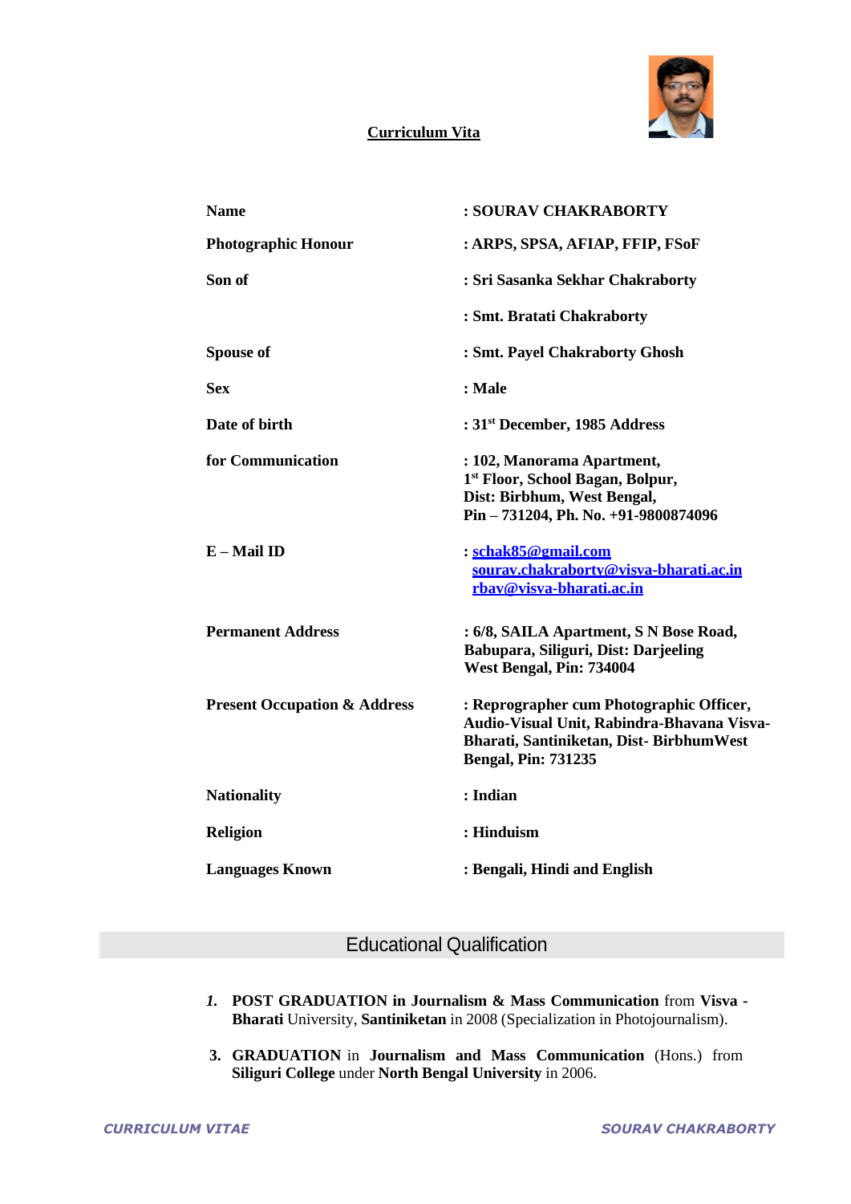# Curriculum Vita

| | |
|---|---|
| **Name** | **: SOURAV CHAKRABORTY** |
| **Photographic Honour** | **: ARPS, SPSA, AFIAP, FFIP, FSoF** |
| **Son of** | **: Sri Sasanka Sekhar Chakraborty** |
| | **: Smt. Bratati Chakraborty** |
| **Spouse of** | **: Smt. Payel Chakraborty Ghosh** |
| **Sex** | **: Male** |
| **Date of birth** | **: 31st December, 1985 Address** |
| **for Communication** | **: 102, Manorama Apartment, 1st Floor, School Bagan, Bolpur, Dist: Birbhum, West Bengal, Pin – 731204, Ph. No. +91-9800874096** |
| **E – Mail ID** | **: schak85@gmail.com sourav.chakraborty@visva-bharati.ac.in rbav@visva-bharati.ac.in** |
| **Permanent Address** | **: 6/8, SAILA Apartment, S N Bose Road, Babupara, Siliguri, Dist: Darjeeling West Bengal, Pin: 734004** |
| **Present Occupation & Address** | **: Reprographer cum Photographic Officer, Audio-Visual Unit, Rabindra-Bhavana Visva-Bharati, Santiniketan, Dist- BirbhumWest Bengal, Pin: 731235** |
| **Nationality** | **: Indian** |
| **Religion** | **: Hinduism** |
| **Languages Known** | **: Bengali, Hindi and English** |

## Educational Qualification

1. **POST GRADUATION in Journalism & Mass Communication** from **Visva - Bharati** University, **Santiniketan** in 2008 (Specialization in Photojournalism).

3. **GRADUATION** in **Journalism and Mass Communication** (Hons.) from **Siliguri College** under **North Bengal University** in 2006.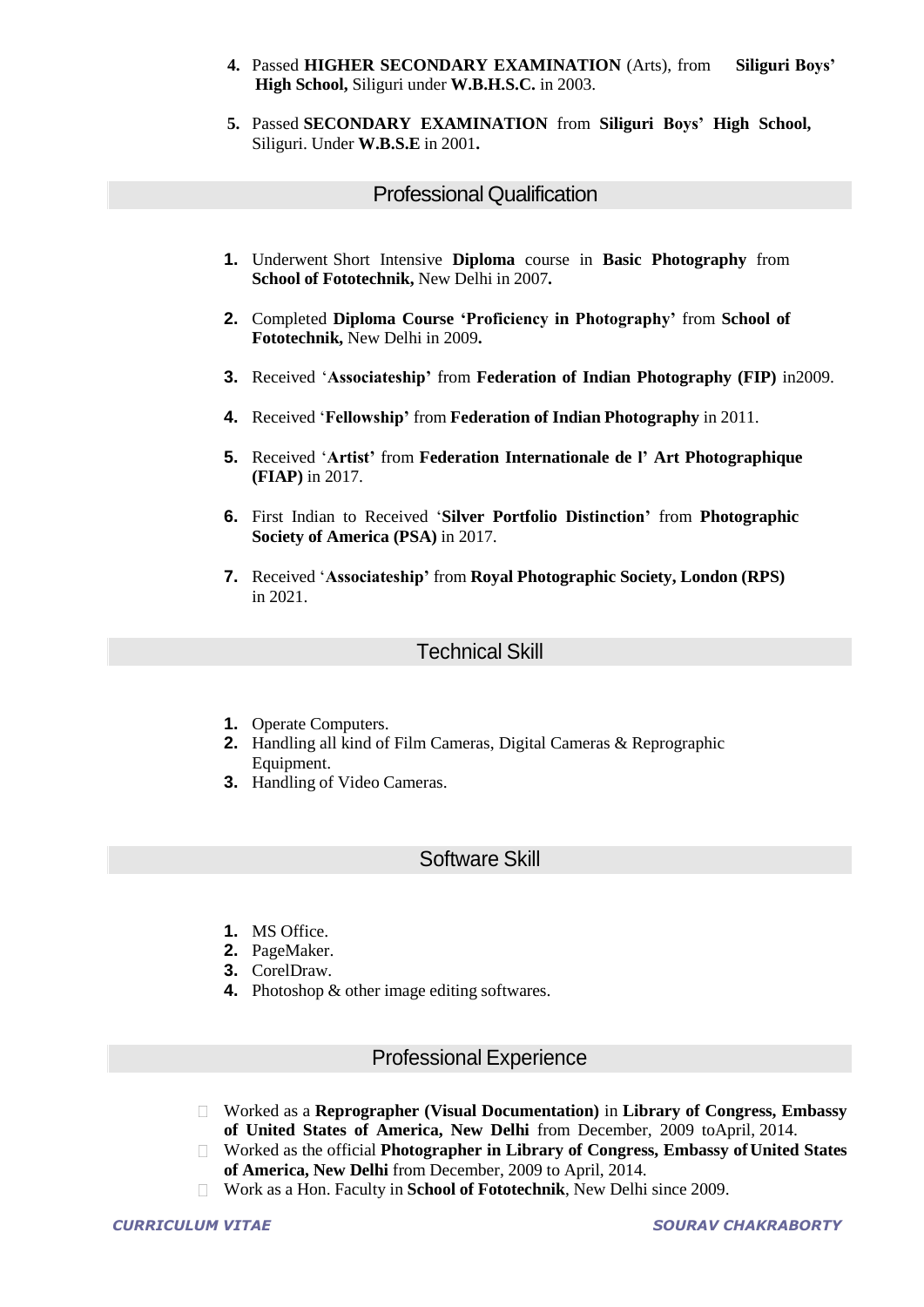4. Passed **HIGHER SECONDARY EXAMINATION** (Arts), from **Siliguri Boys' High School,** Siliguri under **W.B.H.S.C.** in 2003.

5. Passed **SECONDARY EXAMINATION** from **Siliguri Boys' High School,** Siliguri. Under **W.B.S.E** in 2001**.**

## Professional Qualification

1. Underwent Short Intensive **Diploma** course in **Basic Photography** from **School of Fototechnik,** New Delhi in 2007**.**

2. Completed **Diploma Course 'Proficiency in Photography'** from **School of Fototechnik,** New Delhi in 2009**.**

3. Received '**Associateship'** from **Federation of Indian Photography (FIP)** in2009.

4. Received '**Fellowship'** from **Federation of Indian Photography** in 2011.

5. Received '**Artist'** from **Federation Internationale de l' Art Photographique (FIAP)** in 2017.

6. First Indian to Received '**Silver Portfolio Distinction'** from **Photographic Society of America (PSA)** in 2017.

7. Received '**Associateship'** from **Royal Photographic Society, London (RPS)** in 2021.

## Technical Skill

1. Operate Computers.
2. Handling all kind of Film Cameras, Digital Cameras & Reprographic Equipment.
3. Handling of Video Cameras.

## Software Skill

1. MS Office.
2. PageMaker.
3. CorelDraw.
4. Photoshop & other image editing softwares.

## Professional Experience

- Worked as a **Reprographer (Visual Documentation)** in **Library of Congress, Embassy of United States of America, New Delhi** from December, 2009 toApril, 2014.
- Worked as the official **Photographer in Library of Congress, Embassy of United States of America, New Delhi** from December, 2009 to April, 2014.
- Work as a Hon. Faculty in **School of Fototechnik**, New Delhi since 2009.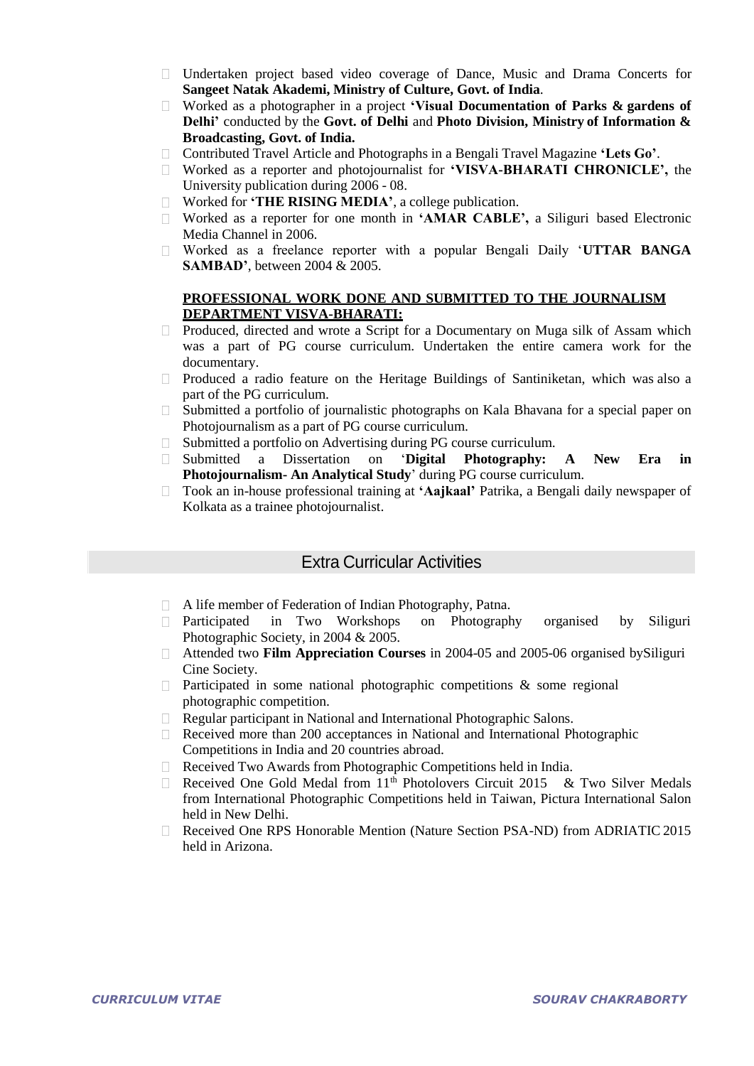- Undertaken project based video coverage of Dance, Music and Drama Concerts for **Sangeet Natak Akademi, Ministry of Culture, Govt. of India**.
- Worked as a photographer in a project **'Visual Documentation of Parks & gardens of Delhi'** conducted by the **Govt. of Delhi** and **Photo Division, Ministry of Information & Broadcasting, Govt. of India.**
- Contributed Travel Article and Photographs in a Bengali Travel Magazine **'Lets Go'**.
- Worked as a reporter and photojournalist for **'VISVA-BHARATI CHRONICLE',** the University publication during 2006 - 08.
- Worked for **'THE RISING MEDIA'**, a college publication.
- Worked as a reporter for one month in **'AMAR CABLE',** a Siliguri based Electronic Media Channel in 2006.
- Worked as a freelance reporter with a popular Bengali Daily '**UTTAR BANGA SAMBAD'**, between 2004 & 2005.

**PROFESSIONAL WORK DONE AND SUBMITTED TO THE JOURNALISM DEPARTMENT VISVA-BHARATI:**

- Produced, directed and wrote a Script for a Documentary on Muga silk of Assam which was a part of PG course curriculum. Undertaken the entire camera work for the documentary.
- Produced a radio feature on the Heritage Buildings of Santiniketan, which was also a part of the PG curriculum.
- Submitted a portfolio of journalistic photographs on Kala Bhavana for a special paper on Photojournalism as a part of PG course curriculum.
- Submitted a portfolio on Advertising during PG course curriculum.
- Submitted a Dissertation on '**Digital Photography: A New Era in Photojournalism- An Analytical Study**' during PG course curriculum.
- Took an in-house professional training at **'Aajkaal'** Patrika, a Bengali daily newspaper of Kolkata as a trainee photojournalist.

## Extra Curricular Activities

- A life member of Federation of Indian Photography, Patna.
- Participated in Two Workshops on Photography organised by Siliguri Photographic Society, in 2004 & 2005.
- Attended two **Film Appreciation Courses** in 2004-05 and 2005-06 organised bySiliguri Cine Society.
- Participated in some national photographic competitions & some regional photographic competition.
- Regular participant in National and International Photographic Salons.
- Received more than 200 acceptances in National and International Photographic Competitions in India and 20 countries abroad.
- Received Two Awards from Photographic Competitions held in India.
- Received One Gold Medal from 11th Photolovers Circuit 2015 & Two Silver Medals from International Photographic Competitions held in Taiwan, Pictura International Salon held in New Delhi.
- Received One RPS Honorable Mention (Nature Section PSA-ND) from ADRIATIC 2015 held in Arizona.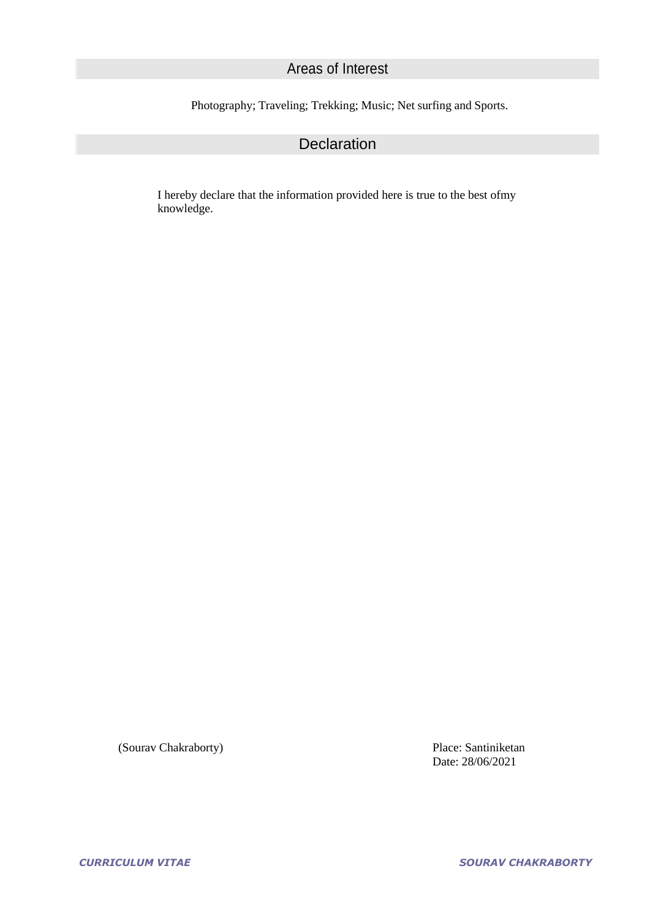## Areas of Interest

Photography; Traveling; Trekking; Music; Net surfing and Sports.

## Declaration

I hereby declare that the information provided here is true to the best ofmy knowledge.

(Sourav Chakraborty)

Place: Santiniketan
Date: 28/06/2021